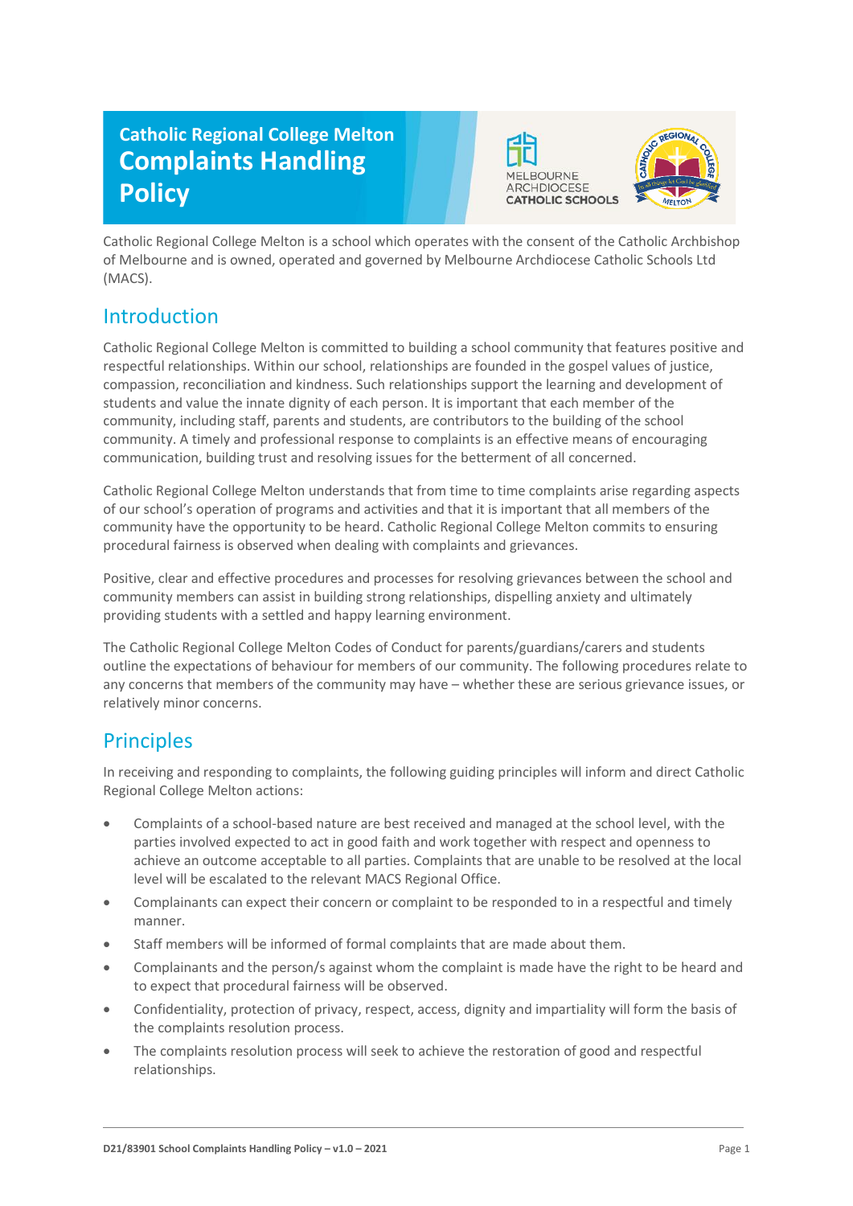# Catholic Regional College Melton Complaints Handling Policy

Catholic Regional College Melton is a school which operates with the consent of the Catholic Archbishop of Melbourne and is owned, operated and governed by Melbourne Archdiocese Catholic Schools Ltd (MACS).

## Introduction

Catholic Regional College Melton is committed to building a school community that features positive and respectful relationships. Within our school, relationships are founded in the gospel values of justice, compassion, reconciliation and kindness. Such relationships support the learning and development of students and value the innate dignity of each person. It is important that each member of the community, including staff, parents and students, are contributors to the building of the school community. A timely and professional response to complaints is an effective means of encouraging communication, building trust and resolving issues for the betterment of all concerned.

Catholic Regional College Melton understands that from time to time complaints arise regarding aspects of our school's operation of programs and activities and that it is important that all members of the community have the opportunity to be heard. Catholic Regional College Melton commits to ensuring procedural fairness is observed when dealing with complaints and grievances.

Positive, clear and effective procedures and processes for resolving grievances between the school and community members can assist in building strong relationships, dispelling anxiety and ultimately providing students with a settled and happy learning environment.

The Catholic Regional College Melton Codes of Conduct for parents/guardians/carers and students outline the expectations of behaviour for members of our community. The following procedures relate to any concerns that members of the community may have – whether these are serious grievance issues, or relatively minor concerns.

## Principles

In receiving and responding to complaints, the following guiding principles will inform and direct Catholic Regional College Melton actions:

- Complaints of a school-based nature are best received and managed at the school level, with the parties involved expected to act in good faith and work together with respect and openness to achieve an outcome acceptable to all parties. Complaints that are unable to be resolved at the local level will be escalated to the relevant MACS Regional Office.
- Complainants can expect their concern or complaint to be responded to in a respectful and timely manner.
- Staff members will be informed of formal complaints that are made about them.
- Complainants and the person/s against whom the complaint is made have the right to be heard and to expect that procedural fairness will be observed.
- Confidentiality, protection of privacy, respect, access, dignity and impartiality will form the basis of the complaints resolution process.
- The complaints resolution process will seek to achieve the restoration of good and respectful relationships.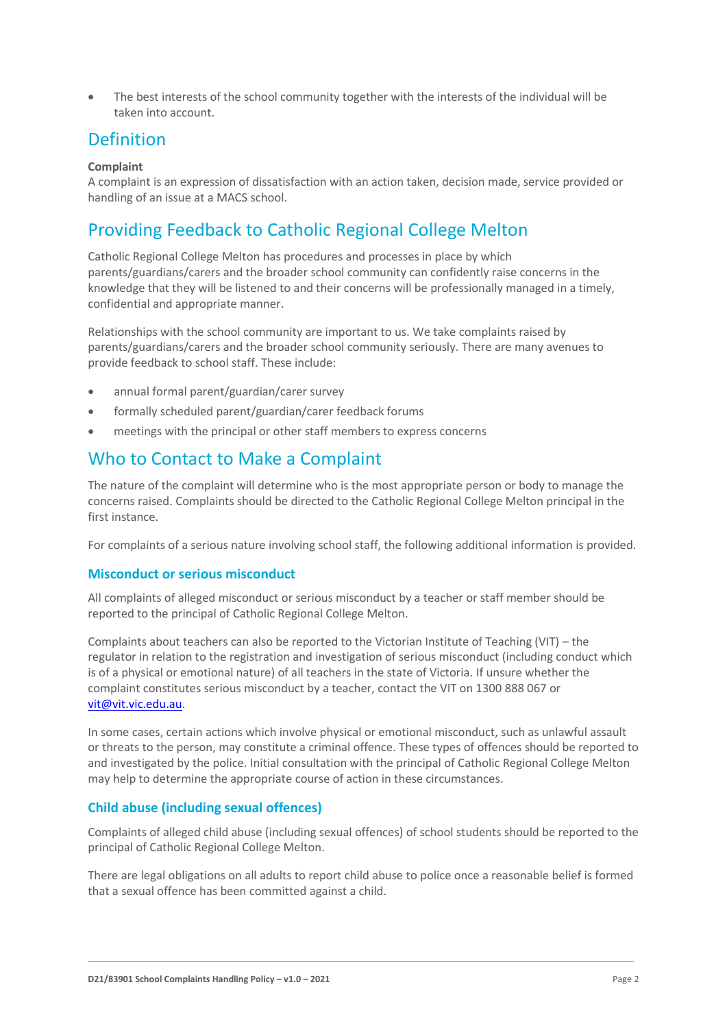- The best interests of the school community together with the interests of the individual will be taken into account.

## Definition

**Complaint**
A complaint is an expression of dissatisfaction with an action taken, decision made, service provided or handling of an issue at a MACS school.

## Providing Feedback to Catholic Regional College Melton

Catholic Regional College Melton has procedures and processes in place by which parents/guardians/carers and the broader school community can confidently raise concerns in the knowledge that they will be listened to and their concerns will be professionally managed in a timely, confidential and appropriate manner.

Relationships with the school community are important to us. We take complaints raised by parents/guardians/carers and the broader school community seriously. There are many avenues to provide feedback to school staff. These include:

- annual formal parent/guardian/carer survey
- formally scheduled parent/guardian/carer feedback forums
- meetings with the principal or other staff members to express concerns

## Who to Contact to Make a Complaint

The nature of the complaint will determine who is the most appropriate person or body to manage the concerns raised. Complaints should be directed to the Catholic Regional College Melton principal in the first instance.

For complaints of a serious nature involving school staff, the following additional information is provided.

### Misconduct or serious misconduct

All complaints of alleged misconduct or serious misconduct by a teacher or staff member should be reported to the principal of Catholic Regional College Melton.

Complaints about teachers can also be reported to the Victorian Institute of Teaching (VIT) – the regulator in relation to the registration and investigation of serious misconduct (including conduct which is of a physical or emotional nature) of all teachers in the state of Victoria. If unsure whether the complaint constitutes serious misconduct by a teacher, contact the VIT on 1300 888 067 or [vit@vit.vic.edu.au](mailto:vit@vit.vic.edu.au).

In some cases, certain actions which involve physical or emotional misconduct, such as unlawful assault or threats to the person, may constitute a criminal offence. These types of offences should be reported to and investigated by the police. Initial consultation with the principal of Catholic Regional College Melton may help to determine the appropriate course of action in these circumstances.

### Child abuse (including sexual offences)

Complaints of alleged child abuse (including sexual offences) of school students should be reported to the principal of Catholic Regional College Melton.

There are legal obligations on all adults to report child abuse to police once a reasonable belief is formed that a sexual offence has been committed against a child.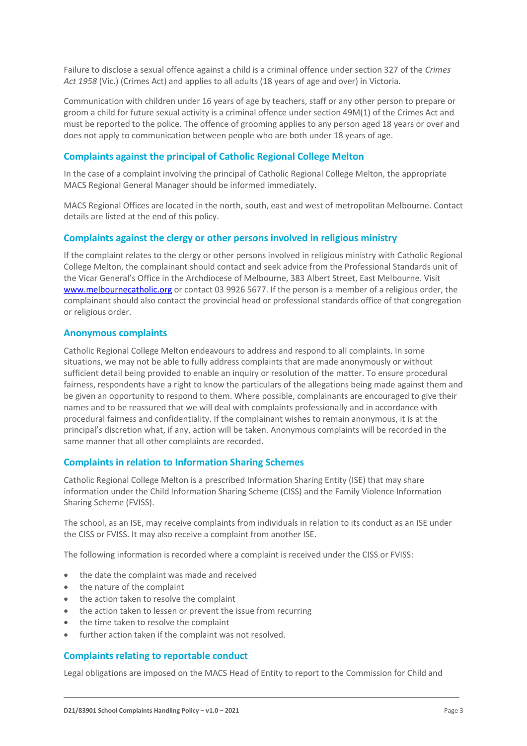Failure to disclose a sexual offence against a child is a criminal offence under section 327 of the *Crimes Act 1958* (Vic.) (Crimes Act) and applies to all adults (18 years of age and over) in Victoria.

Communication with children under 16 years of age by teachers, staff or any other person to prepare or groom a child for future sexual activity is a criminal offence under section 49M(1) of the Crimes Act and must be reported to the police. The offence of grooming applies to any person aged 18 years or over and does not apply to communication between people who are both under 18 years of age.

### Complaints against the principal of Catholic Regional College Melton

In the case of a complaint involving the principal of Catholic Regional College Melton, the appropriate MACS Regional General Manager should be informed immediately.

MACS Regional Offices are located in the north, south, east and west of metropolitan Melbourne. Contact details are listed at the end of this policy.

### Complaints against the clergy or other persons involved in religious ministry

If the complaint relates to the clergy or other persons involved in religious ministry with Catholic Regional College Melton, the complainant should contact and seek advice from the Professional Standards unit of the Vicar General's Office in the Archdiocese of Melbourne, 383 Albert Street, East Melbourne. Visit [www.melbournecatholic.org](http://www.melbournecatholic.org) or contact 03 9926 5677. If the person is a member of a religious order, the complainant should also contact the provincial head or professional standards office of that congregation or religious order.

### Anonymous complaints

Catholic Regional College Melton endeavours to address and respond to all complaints. In some situations, we may not be able to fully address complaints that are made anonymously or without sufficient detail being provided to enable an inquiry or resolution of the matter. To ensure procedural fairness, respondents have a right to know the particulars of the allegations being made against them and be given an opportunity to respond to them. Where possible, complainants are encouraged to give their names and to be reassured that we will deal with complaints professionally and in accordance with procedural fairness and confidentiality. If the complainant wishes to remain anonymous, it is at the principal's discretion what, if any, action will be taken. Anonymous complaints will be recorded in the same manner that all other complaints are recorded.

### Complaints in relation to Information Sharing Schemes

Catholic Regional College Melton is a prescribed Information Sharing Entity (ISE) that may share information under the Child Information Sharing Scheme (CISS) and the Family Violence Information Sharing Scheme (FVISS).

The school, as an ISE, may receive complaints from individuals in relation to its conduct as an ISE under the CISS or FVISS. It may also receive a complaint from another ISE.

The following information is recorded where a complaint is received under the CISS or FVISS:

- the date the complaint was made and received
- the nature of the complaint
- the action taken to resolve the complaint
- the action taken to lessen or prevent the issue from recurring
- the time taken to resolve the complaint
- further action taken if the complaint was not resolved.

### Complaints relating to reportable conduct

Legal obligations are imposed on the MACS Head of Entity to report to the Commission for Child and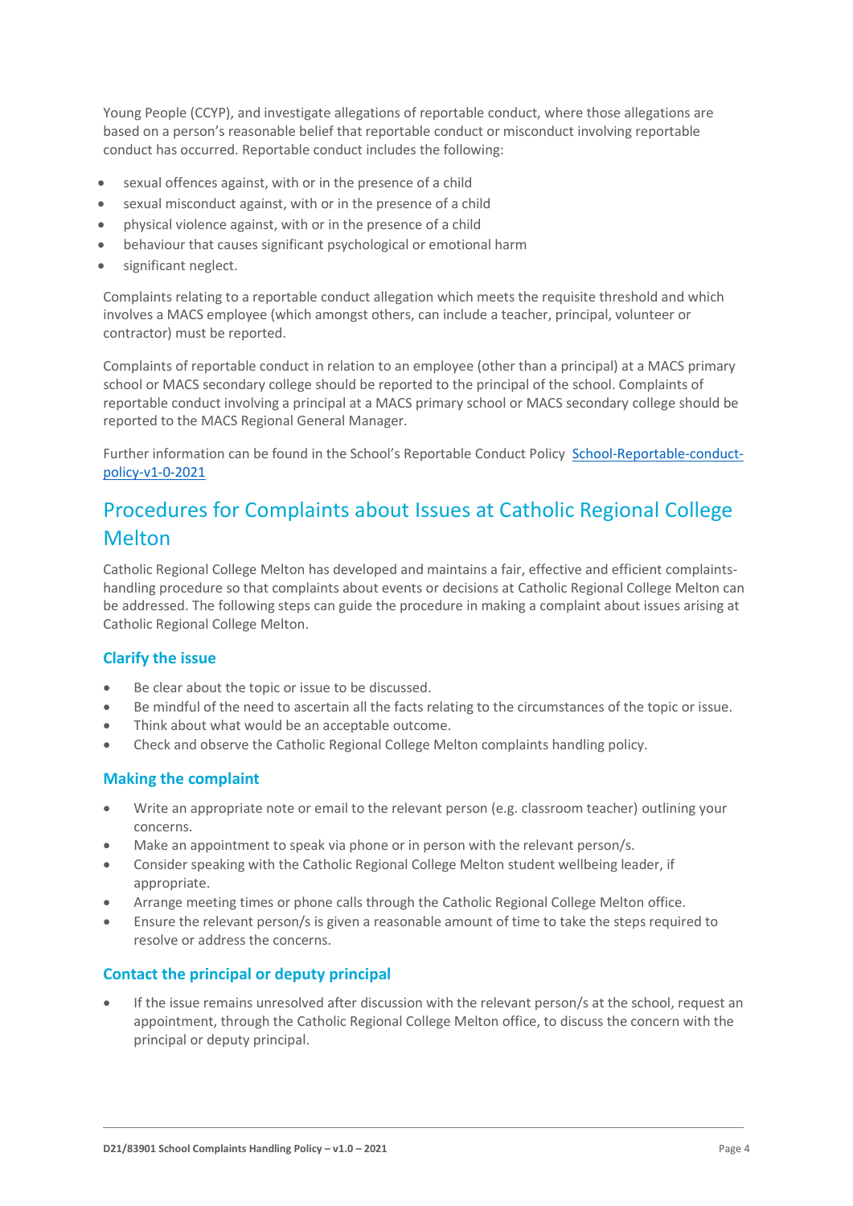Young People (CCYP), and investigate allegations of reportable conduct, where those allegations are based on a person's reasonable belief that reportable conduct or misconduct involving reportable conduct has occurred. Reportable conduct includes the following:

- sexual offences against, with or in the presence of a child
- sexual misconduct against, with or in the presence of a child
- physical violence against, with or in the presence of a child
- behaviour that causes significant psychological or emotional harm
- significant neglect.

Complaints relating to a reportable conduct allegation which meets the requisite threshold and which involves a MACS employee (which amongst others, can include a teacher, principal, volunteer or contractor) must be reported.

Complaints of reportable conduct in relation to an employee (other than a principal) at a MACS primary school or MACS secondary college should be reported to the principal of the school. Complaints of reportable conduct involving a principal at a MACS primary school or MACS secondary college should be reported to the MACS Regional General Manager.

Further information can be found in the School's Reportable Conduct Policy School-Reportable-conduct-policy-v1-0-2021

## Procedures for Complaints about Issues at Catholic Regional College Melton

Catholic Regional College Melton has developed and maintains a fair, effective and efficient complaints-handling procedure so that complaints about events or decisions at Catholic Regional College Melton can be addressed. The following steps can guide the procedure in making a complaint about issues arising at Catholic Regional College Melton.

### Clarify the issue

- Be clear about the topic or issue to be discussed.
- Be mindful of the need to ascertain all the facts relating to the circumstances of the topic or issue.
- Think about what would be an acceptable outcome.
- Check and observe the Catholic Regional College Melton complaints handling policy.

### Making the complaint

- Write an appropriate note or email to the relevant person (e.g. classroom teacher) outlining your concerns.
- Make an appointment to speak via phone or in person with the relevant person/s.
- Consider speaking with the Catholic Regional College Melton student wellbeing leader, if appropriate.
- Arrange meeting times or phone calls through the Catholic Regional College Melton office.
- Ensure the relevant person/s is given a reasonable amount of time to take the steps required to resolve or address the concerns.

### Contact the principal or deputy principal

- If the issue remains unresolved after discussion with the relevant person/s at the school, request an appointment, through the Catholic Regional College Melton office, to discuss the concern with the principal or deputy principal.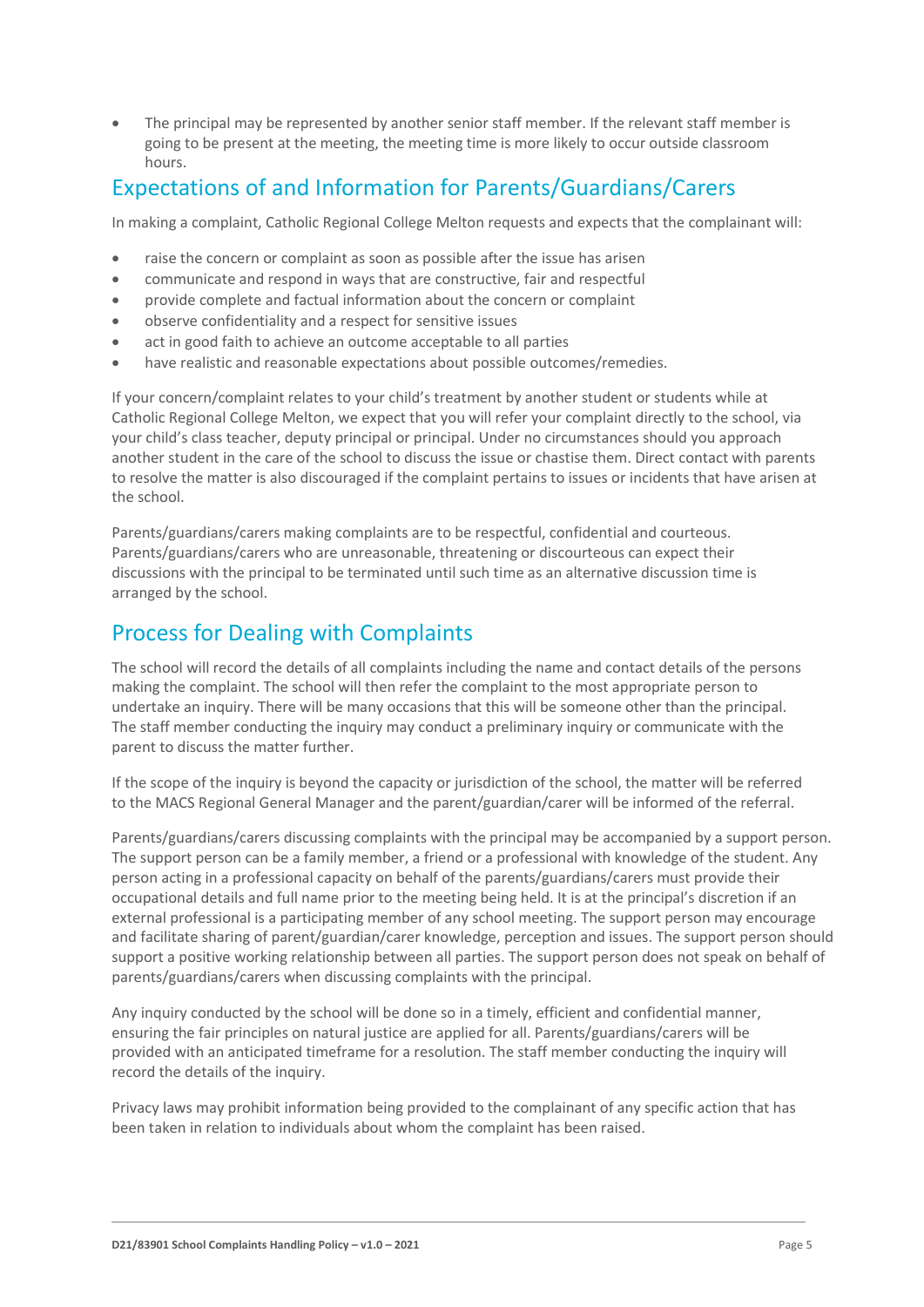- The principal may be represented by another senior staff member. If the relevant staff member is going to be present at the meeting, the meeting time is more likely to occur outside classroom hours.

## Expectations of and Information for Parents/Guardians/Carers

In making a complaint, Catholic Regional College Melton requests and expects that the complainant will:

- raise the concern or complaint as soon as possible after the issue has arisen
- communicate and respond in ways that are constructive, fair and respectful
- provide complete and factual information about the concern or complaint
- observe confidentiality and a respect for sensitive issues
- act in good faith to achieve an outcome acceptable to all parties
- have realistic and reasonable expectations about possible outcomes/remedies.

If your concern/complaint relates to your child's treatment by another student or students while at Catholic Regional College Melton, we expect that you will refer your complaint directly to the school, via your child's class teacher, deputy principal or principal. Under no circumstances should you approach another student in the care of the school to discuss the issue or chastise them. Direct contact with parents to resolve the matter is also discouraged if the complaint pertains to issues or incidents that have arisen at the school.

Parents/guardians/carers making complaints are to be respectful, confidential and courteous. Parents/guardians/carers who are unreasonable, threatening or discourteous can expect their discussions with the principal to be terminated until such time as an alternative discussion time is arranged by the school.

## Process for Dealing with Complaints

The school will record the details of all complaints including the name and contact details of the persons making the complaint. The school will then refer the complaint to the most appropriate person to undertake an inquiry. There will be many occasions that this will be someone other than the principal. The staff member conducting the inquiry may conduct a preliminary inquiry or communicate with the parent to discuss the matter further.

If the scope of the inquiry is beyond the capacity or jurisdiction of the school, the matter will be referred to the MACS Regional General Manager and the parent/guardian/carer will be informed of the referral.

Parents/guardians/carers discussing complaints with the principal may be accompanied by a support person. The support person can be a family member, a friend or a professional with knowledge of the student. Any person acting in a professional capacity on behalf of the parents/guardians/carers must provide their occupational details and full name prior to the meeting being held. It is at the principal's discretion if an external professional is a participating member of any school meeting. The support person may encourage and facilitate sharing of parent/guardian/carer knowledge, perception and issues. The support person should support a positive working relationship between all parties. The support person does not speak on behalf of parents/guardians/carers when discussing complaints with the principal.

Any inquiry conducted by the school will be done so in a timely, efficient and confidential manner, ensuring the fair principles on natural justice are applied for all. Parents/guardians/carers will be provided with an anticipated timeframe for a resolution. The staff member conducting the inquiry will record the details of the inquiry.

Privacy laws may prohibit information being provided to the complainant of any specific action that has been taken in relation to individuals about whom the complaint has been raised.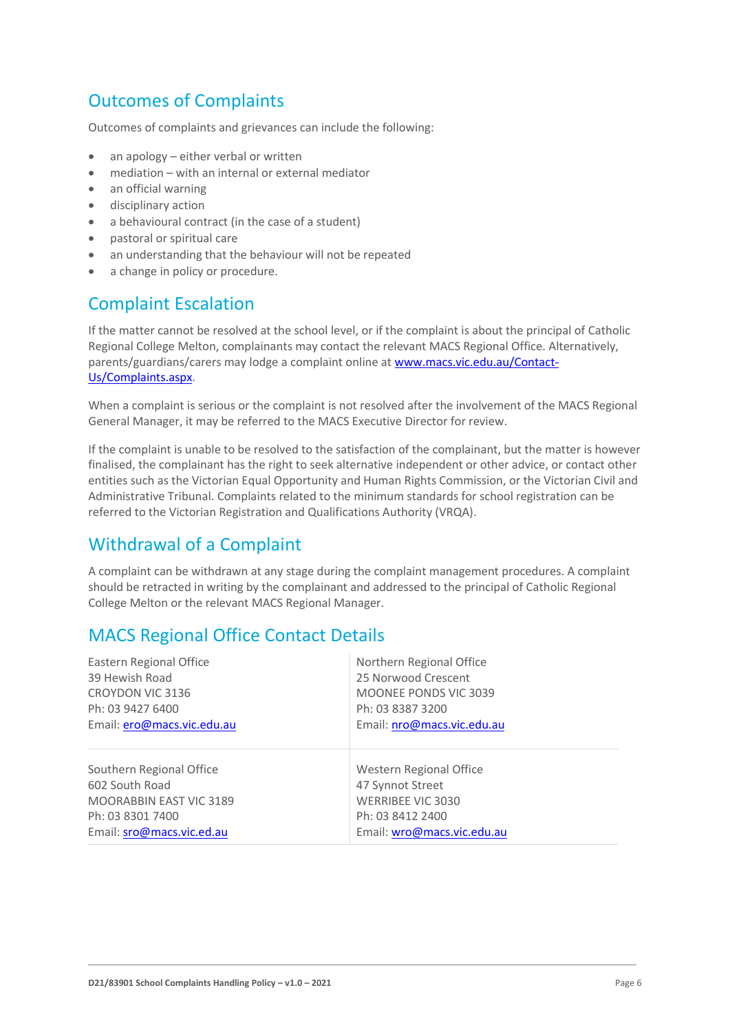## Outcomes of Complaints

Outcomes of complaints and grievances can include the following:

- an apology – either verbal or written
- mediation – with an internal or external mediator
- an official warning
- disciplinary action
- a behavioural contract (in the case of a student)
- pastoral or spiritual care
- an understanding that the behaviour will not be repeated
- a change in policy or procedure.

## Complaint Escalation

If the matter cannot be resolved at the school level, or if the complaint is about the principal of Catholic Regional College Melton, complainants may contact the relevant MACS Regional Office. Alternatively, parents/guardians/carers may lodge a complaint online at [www.macs.vic.edu.au/Contact-Us/Complaints.aspx](www.macs.vic.edu.au/Contact-Us/Complaints.aspx).

When a complaint is serious or the complaint is not resolved after the involvement of the MACS Regional General Manager, it may be referred to the MACS Executive Director for review.

If the complaint is unable to be resolved to the satisfaction of the complainant, but the matter is however finalised, the complainant has the right to seek alternative independent or other advice, or contact other entities such as the Victorian Equal Opportunity and Human Rights Commission, or the Victorian Civil and Administrative Tribunal. Complaints related to the minimum standards for school registration can be referred to the Victorian Registration and Qualifications Authority (VRQA).

## Withdrawal of a Complaint

A complaint can be withdrawn at any stage during the complaint management procedures. A complaint should be retracted in writing by the complainant and addressed to the principal of Catholic Regional College Melton or the relevant MACS Regional Manager.

## MACS Regional Office Contact Details

| | |
|---|---|
| Eastern Regional Office<br>39 Hewish Road<br>CROYDON VIC 3136<br>Ph: 03 9427 6400<br>Email: ero@macs.vic.edu.au | Northern Regional Office<br>25 Norwood Crescent<br>MOONEE PONDS VIC 3039<br>Ph: 03 8387 3200<br>Email: nro@macs.vic.edu.au |
| Southern Regional Office<br>602 South Road<br>MOORABBIN EAST VIC 3189<br>Ph: 03 8301 7400<br>Email: sro@macs.vic.ed.au | Western Regional Office<br>47 Synnot Street<br>WERRIBEE VIC 3030<br>Ph: 03 8412 2400<br>Email: wro@macs.vic.edu.au |